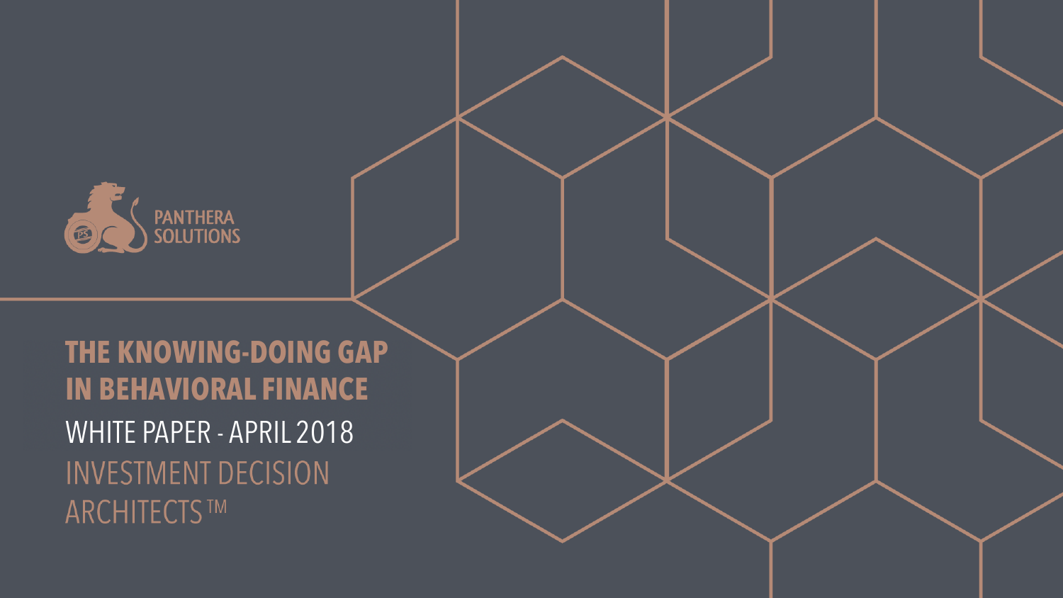PANTHERA SOLUTIONS

# THE KNOWING-DOING GAP IN BEHAVIORAL FINANCE

WHITE PAPER - APRIL 2018

INVESTMENT DECISION ARCHITECTS™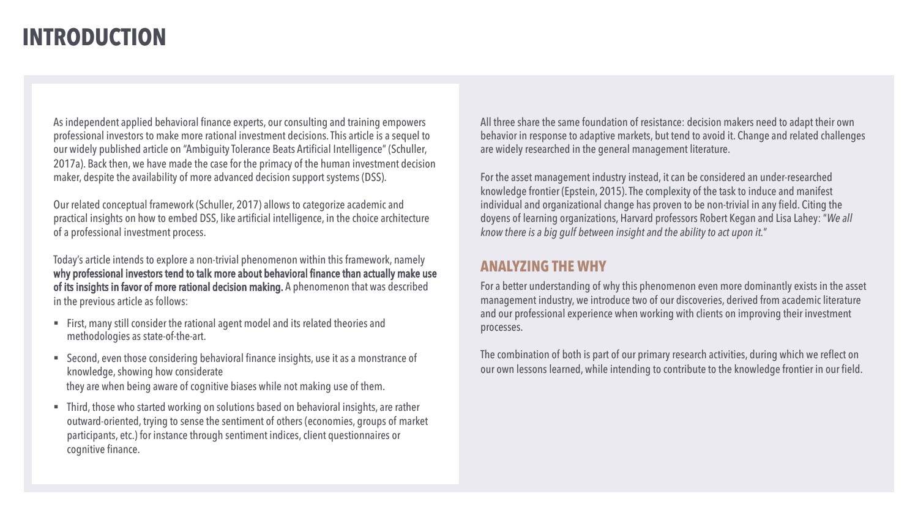# INTRODUCTION

As independent applied behavioral finance experts, our consulting and training empowers professional investors to make more rational investment decisions. This article is a sequel to our widely published article on "Ambiguity Tolerance Beats Artificial Intelligence" (Schuller, 2017a). Back then, we have made the case for the primacy of the human investment decision maker, despite the availability of more advanced decision support systems (DSS).

Our related conceptual framework (Schuller, 2017) allows to categorize academic and practical insights on how to embed DSS, like artificial intelligence, in the choice architecture of a professional investment process.

Today's article intends to explore a non-trivial phenomenon within this framework, namely **why professional investors tend to talk more about behavioral finance than actually make use of its insights in favor of more rational decision making.** A phenomenon that was described in the previous article as follows:

- First, many still consider the rational agent model and its related theories and methodologies as state-of-the-art.
- Second, even those considering behavioral finance insights, use it as a monstrance of knowledge, showing how considerate they are when being aware of cognitive biases while not making use of them.
- Third, those who started working on solutions based on behavioral insights, are rather outward-oriented, trying to sense the sentiment of others (economies, groups of market participants, etc.) for instance through sentiment indices, client questionnaires or cognitive finance.

All three share the same foundation of resistance: decision makers need to adapt their own behavior in response to adaptive markets, but tend to avoid it. Change and related challenges are widely researched in the general management literature.

For the asset management industry instead, it can be considered an under-researched knowledge frontier (Epstein, 2015). The complexity of the task to induce and manifest individual and organizational change has proven to be non-trivial in any field. Citing the doyens of learning organizations, Harvard professors Robert Kegan and Lisa Lahey: "*We all know there is a big gulf between insight and the ability to act upon it.*"

## ANALYZING THE WHY

For a better understanding of why this phenomenon even more dominantly exists in the asset management industry, we introduce two of our discoveries, derived from academic literature and our professional experience when working with clients on improving their investment processes.

The combination of both is part of our primary research activities, during which we reflect on our own lessons learned, while intending to contribute to the knowledge frontier in our field.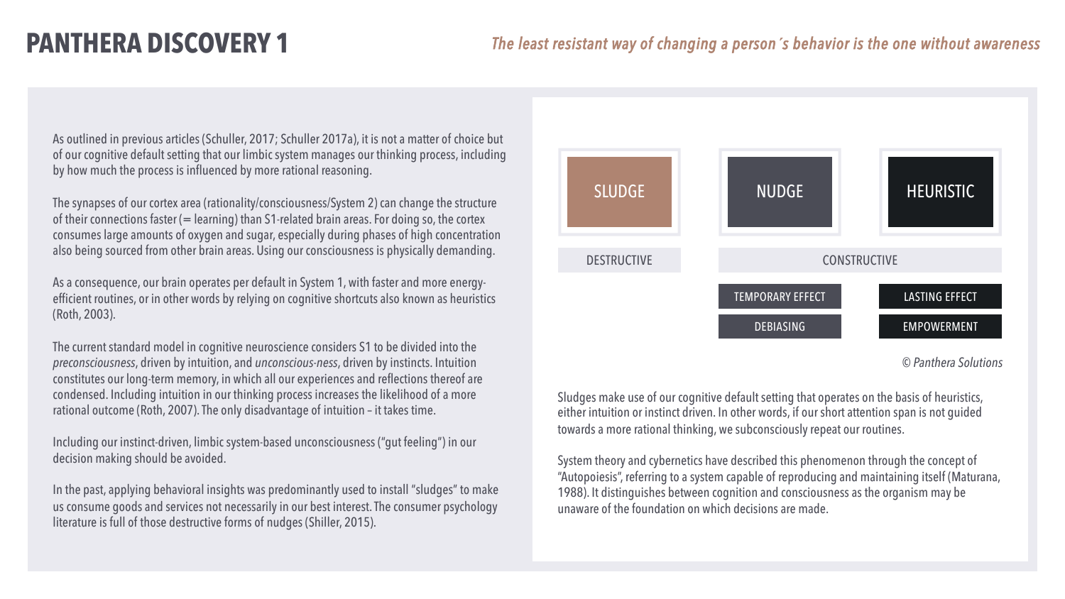# PANTHERA DISCOVERY 1

*The least resistant way of changing a person´s behavior is the one without awareness*

As outlined in previous articles (Schuller, 2017; Schuller 2017a), it is not a matter of choice but of our cognitive default setting that our limbic system manages our thinking process, including by how much the process is influenced by more rational reasoning.

The synapses of our cortex area (rationality/consciousness/System 2) can change the structure of their connections faster (= learning) than S1-related brain areas. For doing so, the cortex consumes large amounts of oxygen and sugar, especially during phases of high concentration also being sourced from other brain areas. Using our consciousness is physically demanding.

As a consequence, our brain operates per default in System 1, with faster and more energy-efficient routines, or in other words by relying on cognitive shortcuts also known as heuristics (Roth, 2003).

The current standard model in cognitive neuroscience considers S1 to be divided into the *preconsciousness*, driven by intuition, and *unconscious-ness*, driven by instincts. Intuition constitutes our long-term memory, in which all our experiences and reflections thereof are condensed. Including intuition in our thinking process increases the likelihood of a more rational outcome (Roth, 2007). The only disadvantage of intuition – it takes time.

Including our instinct-driven, limbic system-based unconsciousness ("gut feeling") in our decision making should be avoided.

In the past, applying behavioral insights was predominantly used to install "sludges" to make us consume goods and services not necessarily in our best interest. The consumer psychology literature is full of those destructive forms of nudges (Shiller, 2015).

| SLUDGE | NUDGE | HEURISTIC |
|---|---|---|
| DESTRUCTIVE | CONSTRUCTIVE | |
| | TEMPORARY EFFECT | LASTING EFFECT |
| | DEBIASING | EMPOWERMENT |

*© Panthera Solutions*

Sludges make use of our cognitive default setting that operates on the basis of heuristics, either intuition or instinct driven. In other words, if our short attention span is not guided towards a more rational thinking, we subconsciously repeat our routines.

System theory and cybernetics have described this phenomenon through the concept of "Autopoiesis", referring to a system capable of reproducing and maintaining itself (Maturana, 1988). It distinguishes between cognition and consciousness as the organism may be unaware of the foundation on which decisions are made.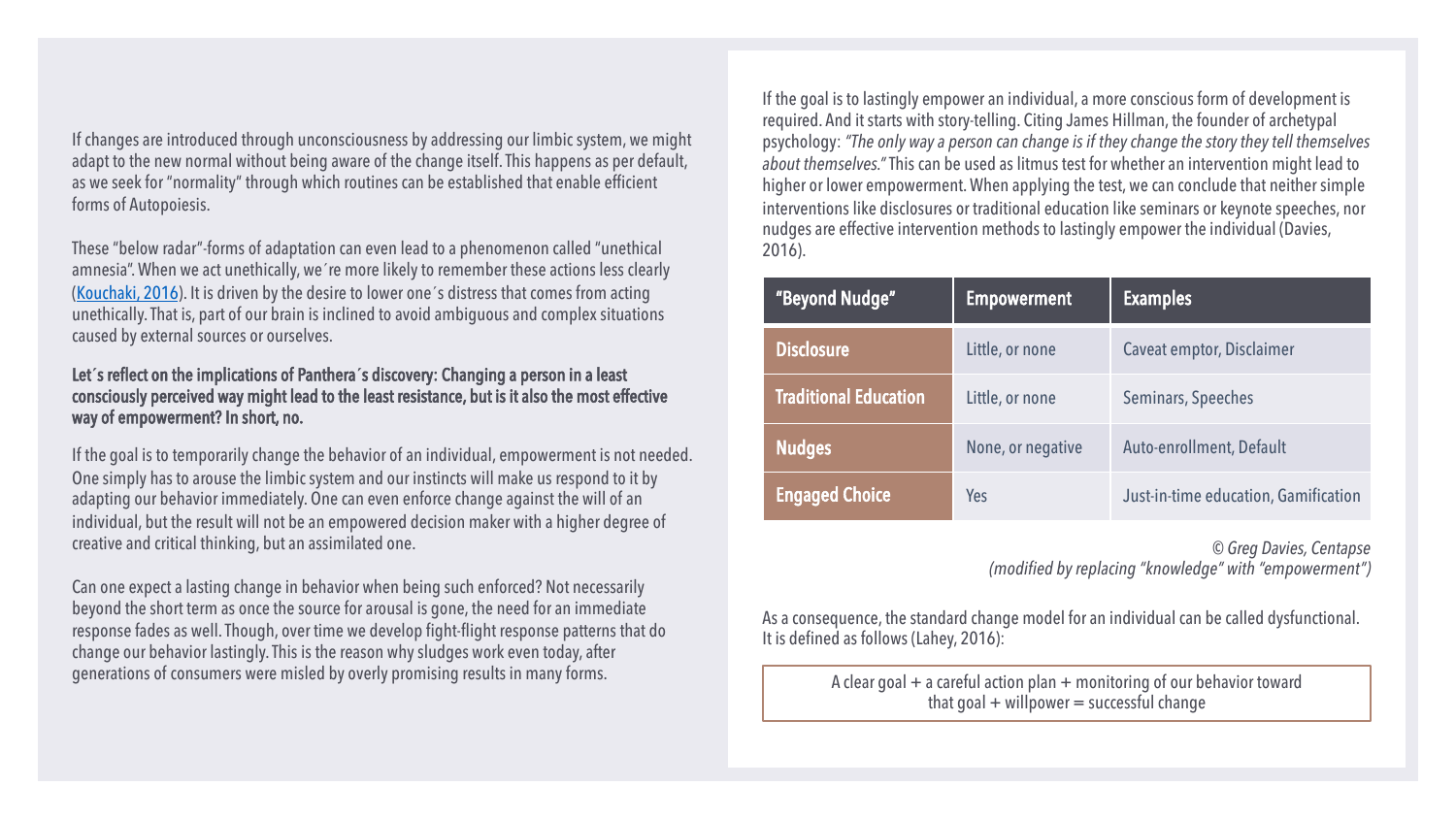If changes are introduced through unconsciousness by addressing our limbic system, we might adapt to the new normal without being aware of the change itself. This happens as per default, as we seek for "normality" through which routines can be established that enable efficient forms of Autopoiesis.

These "below radar"-forms of adaptation can even lead to a phenomenon called "unethical amnesia". When we act unethically, we´re more likely to remember these actions less clearly ([Kouchaki, 2016](#)). It is driven by the desire to lower one´s distress that comes from acting unethically. That is, part of our brain is inclined to avoid ambiguous and complex situations caused by external sources or ourselves.

**Let´s reflect on the implications of Panthera´s discovery: Changing a person in a least consciously perceived way might lead to the least resistance, but is it also the most effective way of empowerment? In short, no.**

If the goal is to temporarily change the behavior of an individual, empowerment is not needed. One simply has to arouse the limbic system and our instincts will make us respond to it by adapting our behavior immediately. One can even enforce change against the will of an individual, but the result will not be an empowered decision maker with a higher degree of creative and critical thinking, but an assimilated one.

Can one expect a lasting change in behavior when being such enforced? Not necessarily beyond the short term as once the source for arousal is gone, the need for an immediate response fades as well. Though, over time we develop fight-flight response patterns that do change our behavior lastingly. This is the reason why sludges work even today, after generations of consumers were misled by overly promising results in many forms.

If the goal is to lastingly empower an individual, a more conscious form of development is required. And it starts with story-telling. Citing James Hillman, the founder of archetypal psychology: *"The only way a person can change is if they change the story they tell themselves about themselves."* This can be used as litmus test for whether an intervention might lead to higher or lower empowerment. When applying the test, we can conclude that neither simple interventions like disclosures or traditional education like seminars or keynote speeches, nor nudges are effective intervention methods to lastingly empower the individual (Davies, 2016).

| "Beyond Nudge" | Empowerment | Examples |
|---|---|---|
| **Disclosure** | Little, or none | Caveat emptor, Disclaimer |
| **Traditional Education** | Little, or none | Seminars, Speeches |
| **Nudges** | None, or negative | Auto-enrollment, Default |
| **Engaged Choice** | Yes | Just-in-time education, Gamification |

*© Greg Davies, Centapse*
*(modified by replacing "knowledge" with "empowerment")*

As a consequence, the standard change model for an individual can be called dysfunctional. It is defined as follows (Lahey, 2016):

> A clear goal + a careful action plan + monitoring of our behavior toward that goal + willpower = successful change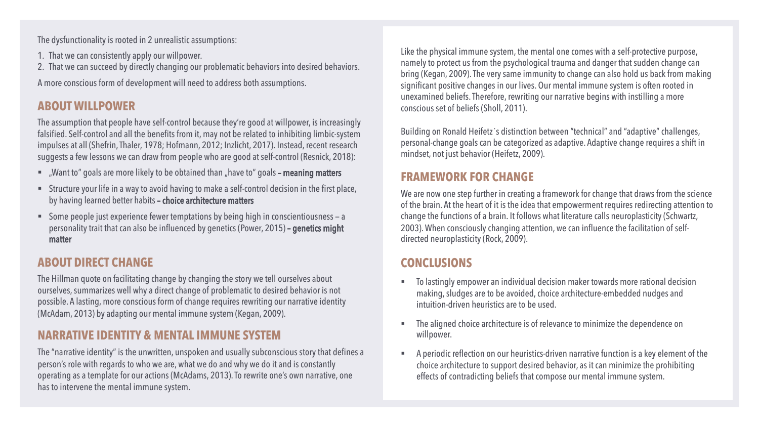The dysfunctionality is rooted in 2 unrealistic assumptions:

1. That we can consistently apply our willpower.
2. That we can succeed by directly changing our problematic behaviors into desired behaviors.

A more conscious form of development will need to address both assumptions.

## ABOUT WILLPOWER

The assumption that people have self-control because they're good at willpower, is increasingly falsified. Self-control and all the benefits from it, may not be related to inhibiting limbic-system impulses at all (Shefrin, Thaler, 1978; Hofmann, 2012; Inzlicht, 2017). Instead, recent research suggests a few lessons we can draw from people who are good at self-control (Resnick, 2018):

- „Want to" goals are more likely to be obtained than „have to" goals **– meaning matters**
- Structure your life in a way to avoid having to make a self-control decision in the first place, by having learned better habits **– choice architecture matters**
- Some people just experience fewer temptations by being high in conscientiousness – a personality trait that can also be influenced by genetics (Power, 2015) **– genetics might matter**

## ABOUT DIRECT CHANGE

The Hillman quote on facilitating change by changing the story we tell ourselves about ourselves, summarizes well why a direct change of problematic to desired behavior is not possible. A lasting, more conscious form of change requires rewriting our narrative identity (McAdam, 2013) by adapting our mental immune system (Kegan, 2009).

## NARRATIVE IDENTITY & MENTAL IMMUNE SYSTEM

The "narrative identity" is the unwritten, unspoken and usually subconscious story that defines a person's role with regards to who we are, what we do and why we do it and is constantly operating as a template for our actions (McAdams, 2013). To rewrite one's own narrative, one has to intervene the mental immune system.

Like the physical immune system, the mental one comes with a self-protective purpose, namely to protect us from the psychological trauma and danger that sudden change can bring (Kegan, 2009). The very same immunity to change can also hold us back from making significant positive changes in our lives. Our mental immune system is often rooted in unexamined beliefs. Therefore, rewriting our narrative begins with instilling a more conscious set of beliefs (Sholl, 2011).

Building on Ronald Heifetz´s distinction between "technical" and "adaptive" challenges, personal-change goals can be categorized as adaptive. Adaptive change requires a shift in mindset, not just behavior (Heifetz, 2009).

## FRAMEWORK FOR CHANGE

We are now one step further in creating a framework for change that draws from the science of the brain. At the heart of it is the idea that empowerment requires redirecting attention to change the functions of a brain. It follows what literature calls neuroplasticity (Schwartz, 2003). When consciously changing attention, we can influence the facilitation of self-directed neuroplasticity (Rock, 2009).

## CONCLUSIONS

- To lastingly empower an individual decision maker towards more rational decision making, sludges are to be avoided, choice architecture-embedded nudges and intuition-driven heuristics are to be used.
- The aligned choice architecture is of relevance to minimize the dependence on willpower.
- A periodic reflection on our heuristics-driven narrative function is a key element of the choice architecture to support desired behavior, as it can minimize the prohibiting effects of contradicting beliefs that compose our mental immune system.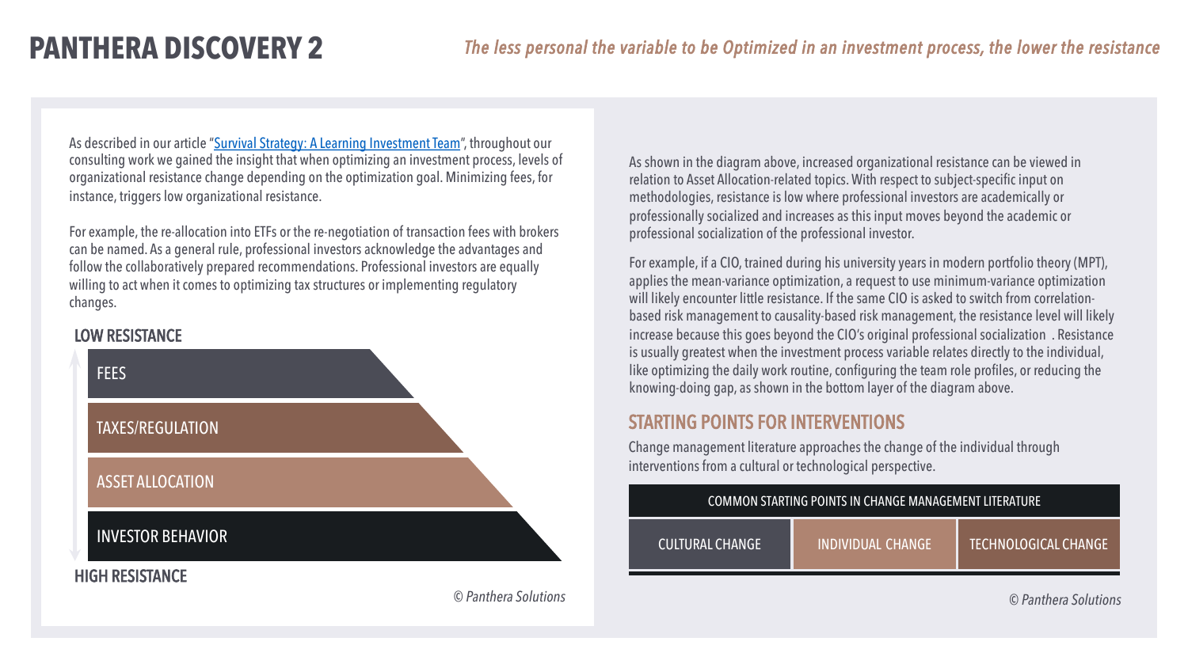# PANTHERA DISCOVERY 2

*The less personal the variable to be Optimized in an investment process, the lower the resistance*

As described in our article "[Survival Strategy: A Learning Investment Team]()", throughout our consulting work we gained the insight that when optimizing an investment process, levels of organizational resistance change depending on the optimization goal. Minimizing fees, for instance, triggers low organizational resistance.

For example, the re-allocation into ETFs or the re-negotiation of transaction fees with brokers can be named. As a general rule, professional investors acknowledge the advantages and follow the collaboratively prepared recommendations. Professional investors are equally willing to act when it comes to optimizing tax structures or implementing regulatory changes.

**LOW RESISTANCE**

- FEES
- TAXES/REGULATION
- ASSET ALLOCATION
- INVESTOR BEHAVIOR

**HIGH RESISTANCE**

*© Panthera Solutions*

As shown in the diagram above, increased organizational resistance can be viewed in relation to Asset Allocation-related topics. With respect to subject-specific input on methodologies, resistance is low where professional investors are academically or professionally socialized and increases as this input moves beyond the academic or professional socialization of the professional investor.

For example, if a CIO, trained during his university years in modern portfolio theory (MPT), applies the mean-variance optimization, a request to use minimum-variance optimization will likely encounter little resistance. If the same CIO is asked to switch from correlation-based risk management to causality-based risk management, the resistance level will likely increase because this goes beyond the CIO's original professional socialization . Resistance is usually greatest when the investment process variable relates directly to the individual, like optimizing the daily work routine, configuring the team role profiles, or reducing the knowing-doing gap, as shown in the bottom layer of the diagram above.

## STARTING POINTS FOR INTERVENTIONS

Change management literature approaches the change of the individual through interventions from a cultural or technological perspective.

| COMMON STARTING POINTS IN CHANGE MANAGEMENT LITERATURE | | |
|---|---|---|
| CULTURAL CHANGE | INDIVIDUAL CHANGE | TECHNOLOGICAL CHANGE |

*© Panthera Solutions*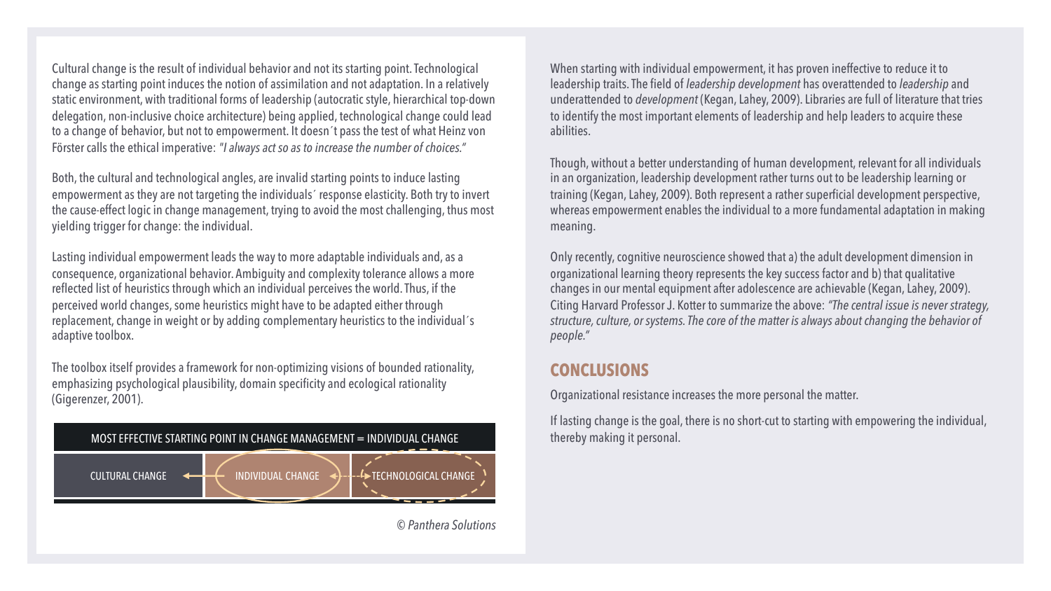Cultural change is the result of individual behavior and not its starting point. Technological change as starting point induces the notion of assimilation and not adaptation. In a relatively static environment, with traditional forms of leadership (autocratic style, hierarchical top-down delegation, non-inclusive choice architecture) being applied, technological change could lead to a change of behavior, but not to empowerment. It doesn´t pass the test of what Heinz von Förster calls the ethical imperative: *"I always act so as to increase the number of choices."*

Both, the cultural and technological angles, are invalid starting points to induce lasting empowerment as they are not targeting the individuals´ response elasticity. Both try to invert the cause-effect logic in change management, trying to avoid the most challenging, thus most yielding trigger for change: the individual.

Lasting individual empowerment leads the way to more adaptable individuals and, as a consequence, organizational behavior. Ambiguity and complexity tolerance allows a more reflected list of heuristics through which an individual perceives the world. Thus, if the perceived world changes, some heuristics might have to be adapted either through replacement, change in weight or by adding complementary heuristics to the individual´s adaptive toolbox.

The toolbox itself provides a framework for non-optimizing visions of bounded rationality, emphasizing psychological plausibility, domain specificity and ecological rationality (Gigerenzer, 2001).

MOST EFFECTIVE STARTING POINT IN CHANGE MANAGEMENT = INDIVIDUAL CHANGE

CULTURAL CHANGE ← INDIVIDUAL CHANGE ↔ TECHNOLOGICAL CHANGE

*© Panthera Solutions*

When starting with individual empowerment, it has proven ineffective to reduce it to leadership traits. The field of *leadership development* has overattended to *leadership* and underattended to *development* (Kegan, Lahey, 2009). Libraries are full of literature that tries to identify the most important elements of leadership and help leaders to acquire these abilities.

Though, without a better understanding of human development, relevant for all individuals in an organization, leadership development rather turns out to be leadership learning or training (Kegan, Lahey, 2009). Both represent a rather superficial development perspective, whereas empowerment enables the individual to a more fundamental adaptation in making meaning.

Only recently, cognitive neuroscience showed that a) the adult development dimension in organizational learning theory represents the key success factor and b) that qualitative changes in our mental equipment after adolescence are achievable (Kegan, Lahey, 2009). Citing Harvard Professor J. Kotter to summarize the above: *"The central issue is never strategy, structure, culture, or systems. The core of the matter is always about changing the behavior of people."*

## CONCLUSIONS

Organizational resistance increases the more personal the matter.

If lasting change is the goal, there is no short-cut to starting with empowering the individual, thereby making it personal.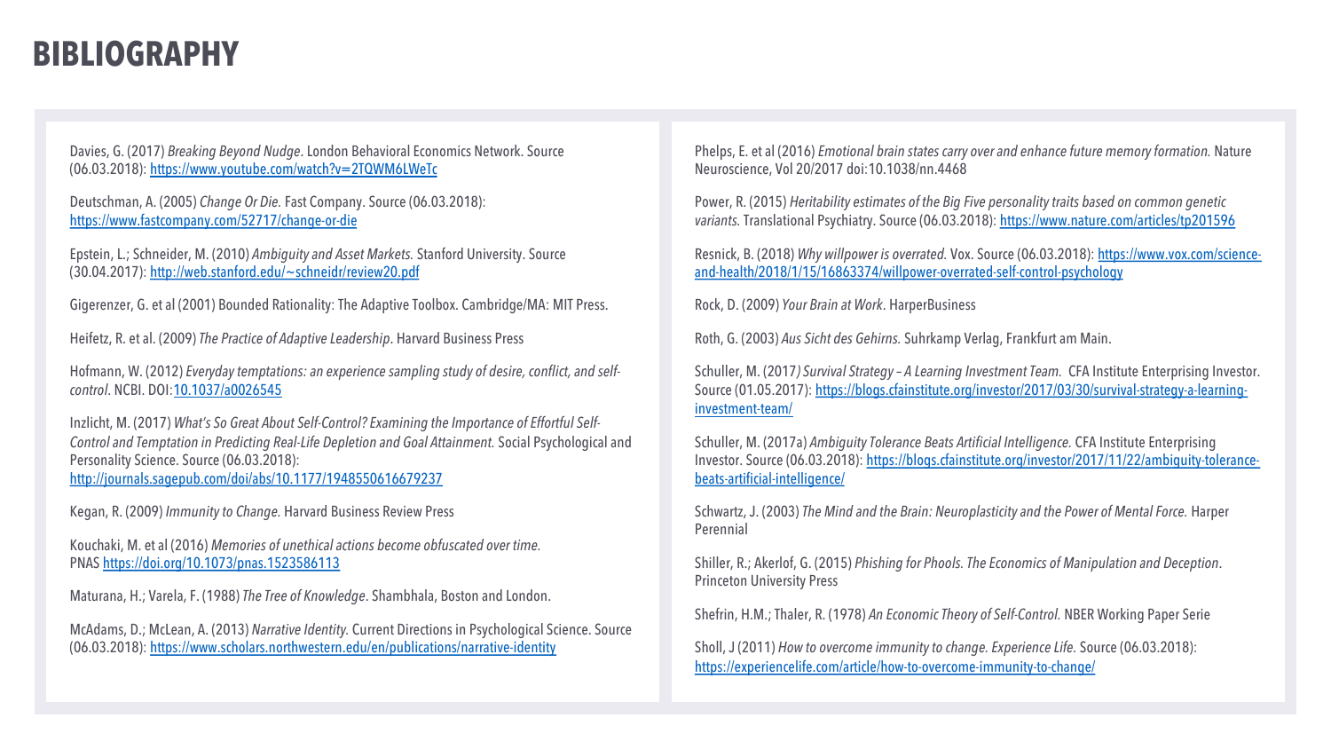# BIBLIOGRAPHY

Davies, G. (2017) *Breaking Beyond Nudge*. London Behavioral Economics Network. Source (06.03.2018): https://www.youtube.com/watch?v=2TQWM6LWeTc

Deutschman, A. (2005) *Change Or Die.* Fast Company. Source (06.03.2018): https://www.fastcompany.com/52717/change-or-die

Epstein, L.; Schneider, M. (2010) *Ambiguity and Asset Markets.* Stanford University. Source (30.04.2017): http://web.stanford.edu/~schneidr/review20.pdf

Gigerenzer, G. et al (2001) Bounded Rationality: The Adaptive Toolbox. Cambridge/MA: MIT Press.

Heifetz, R. et al. (2009) *The Practice of Adaptive Leadership*. Harvard Business Press

Hofmann, W. (2012) *Everyday temptations: an experience sampling study of desire, conflict, and self-control*. NCBI. DOI:10.1037/a0026545

Inzlicht, M. (2017) *What's So Great About Self-Control? Examining the Importance of Effortful Self-Control and Temptation in Predicting Real-Life Depletion and Goal Attainment.* Social Psychological and Personality Science. Source (06.03.2018): http://journals.sagepub.com/doi/abs/10.1177/1948550616679237

Kegan, R. (2009) *Immunity to Change.* Harvard Business Review Press

Kouchaki, M. et al (2016) *Memories of unethical actions become obfuscated over time.* PNAS https://doi.org/10.1073/pnas.1523586113

Maturana, H.; Varela, F. (1988) *The Tree of Knowledge*. Shambhala, Boston and London.

McAdams, D.; McLean, A. (2013) *Narrative Identity.* Current Directions in Psychological Science. Source (06.03.2018): https://www.scholars.northwestern.edu/en/publications/narrative-identity

Phelps, E. et al (2016) *Emotional brain states carry over and enhance future memory formation.* Nature Neuroscience, Vol 20/2017 doi:10.1038/nn.4468

Power, R. (2015) *Heritability estimates of the Big Five personality traits based on common genetic variants.* Translational Psychiatry. Source (06.03.2018): https://www.nature.com/articles/tp201596

Resnick, B. (2018) *Why willpower is overrated.* Vox. Source (06.03.2018): https://www.vox.com/science-and-health/2018/1/15/16863374/willpower-overrated-self-control-psychology

Rock, D. (2009) *Your Brain at Work*. HarperBusiness

Roth, G. (2003) *Aus Sicht des Gehirns.* Suhrkamp Verlag, Frankfurt am Main.

Schuller, M. (2017*) Survival Strategy – A Learning Investment Team.* CFA Institute Enterprising Investor. Source (01.05.2017): https://blogs.cfainstitute.org/investor/2017/03/30/survival-strategy-a-learning-investment-team/

Schuller, M. (2017a) *Ambiguity Tolerance Beats Artificial Intelligence.* CFA Institute Enterprising Investor. Source (06.03.2018): https://blogs.cfainstitute.org/investor/2017/11/22/ambiguity-tolerance-beats-artificial-intelligence/

Schwartz, J. (2003) *The Mind and the Brain: Neuroplasticity and the Power of Mental Force.* Harper Perennial

Shiller, R.; Akerlof, G. (2015) *Phishing for Phools. The Economics of Manipulation and Deception*. Princeton University Press

Shefrin, H.M.; Thaler, R. (1978) *An Economic Theory of Self-Control.* NBER Working Paper Serie

Sholl, J (2011) *How to overcome immunity to change. Experience Life.* Source (06.03.2018): https://experiencelife.com/article/how-to-overcome-immunity-to-change/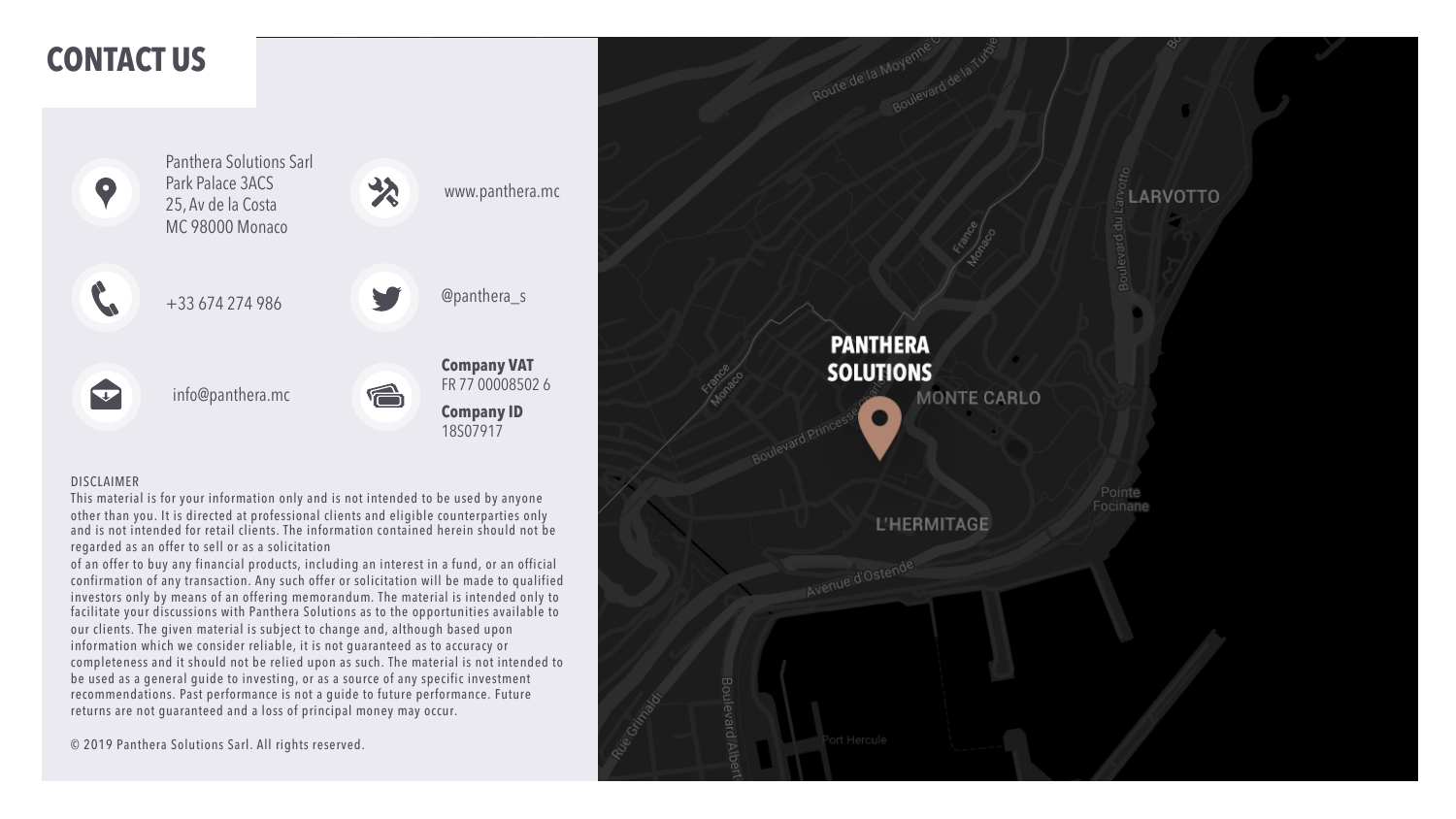# CONTACT US

Panthera Solutions Sarl
Park Palace 3ACS
25, Av de la Costa
MC 98000 Monaco

www.panthera.mc

+33 674 274 986

@panthera_s

info@panthera.mc

**Company VAT**
FR 77 00008502 6

**Company ID**
18S07917

DISCLAIMER

This material is for your information only and is not intended to be used by anyone other than you. It is directed at professional clients and eligible counterparties only and is not intended for retail clients. The information contained herein should not be regarded as an offer to sell or as a solicitation
of an offer to buy any financial products, including an interest in a fund, or an official confirmation of any transaction. Any such offer or solicitation will be made to qualified investors only by means of an offering memorandum. The material is intended only to facilitate your discussions with Panthera Solutions as to the opportunities available to our clients. The given material is subject to change and, although based upon information which we consider reliable, it is not guaranteed as to accuracy or completeness and it should not be relied upon as such. The material is not intended to be used as a general guide to investing, or as a source of any specific investment recommendations. Past performance is not a guide to future performance. Future returns are not guaranteed and a loss of principal money may occur.

© 2019 Panthera Solutions Sarl. All rights reserved.

PANTHERA SOLUTIONS

MONTE CARLO

LARVOTTO

L'HERMITAGE

Pointe Focinane

Route de la Moyenne Corniche

Boulevard de la Turbie

Boulevard du Larvotto

France Monaco

France Monaco

Boulevard Princesse Charlotte

Avenue d'Ostende

Rue Grimaldi

Boulevard Albert

Port Hercule